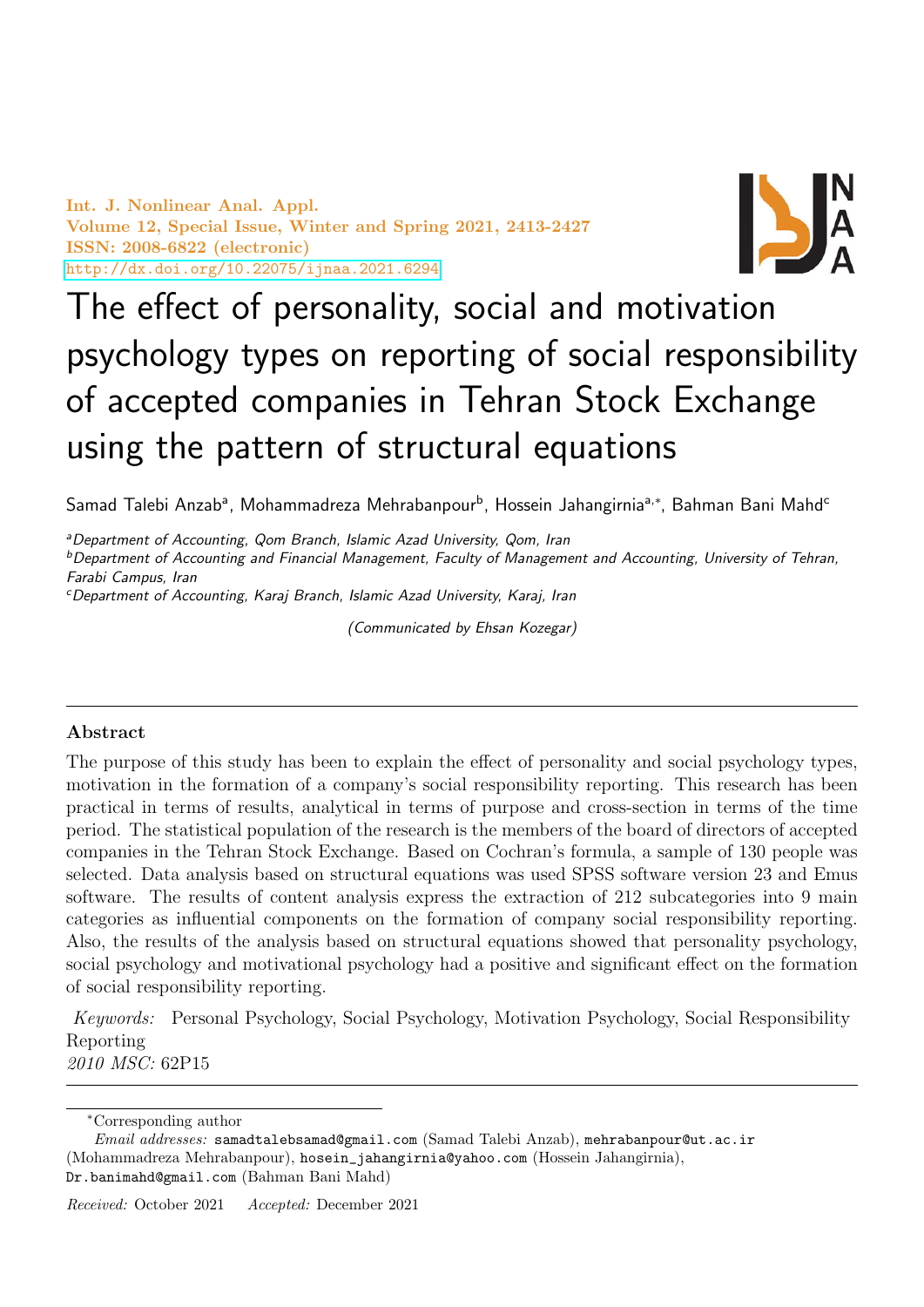# The effect of personality, social and motivation psychology types on reporting of social responsibility of accepted companies in Tehran Stock Exchange using the pattern of structural equations

Samad Talebi Anzab[a], Mohammadreza Mehrabanpour[b], Hossein Jahangirnia[a,*], Bahman Bani Mahd[c]

[a] *Department of Accounting, Qom Branch, Islamic Azad University, Qom, Iran*

[b] *Department of Accounting and Financial Management, Faculty of Management and Accounting, University of Tehran, Farabi Campus, Iran*

[c] *Department of Accounting, Karaj Branch, Islamic Azad University, Karaj, Iran*

*(Communicated by Ehsan Kozegar)*

---

## Abstract

The purpose of this study has been to explain the effect of personality and social psychology types, motivation in the formation of a company's social responsibility reporting. This research has been practical in terms of results, analytical in terms of purpose and cross-section in terms of the time period. The statistical population of the research is the members of the board of directors of accepted companies in the Tehran Stock Exchange. Based on Cochran's formula, a sample of 130 people was selected. Data analysis based on structural equations was used SPSS software version 23 and Emus software. The results of content analysis express the extraction of 212 subcategories into 9 main categories as influential components on the formation of company social responsibility reporting. Also, the results of the analysis based on structural equations showed that personality psychology, social psychology and motivational psychology had a positive and significant effect on the formation of social responsibility reporting.

*Keywords:* Personal Psychology, Social Psychology, Motivation Psychology, Social Responsibility Reporting

*2010 MSC:* 62P15

---

*Corresponding author

*Email addresses:* samadtalebsamad@gmail.com (Samad Talebi Anzab), mehrabanpour@ut.ac.ir (Mohammadreza Mehrabanpour), hosein_jahangirnia@yahoo.com (Hossein Jahangirnia), Dr.banimahd@gmail.com (Bahman Bani Mahd)

*Received:* October 2021 *Accepted:* December 2021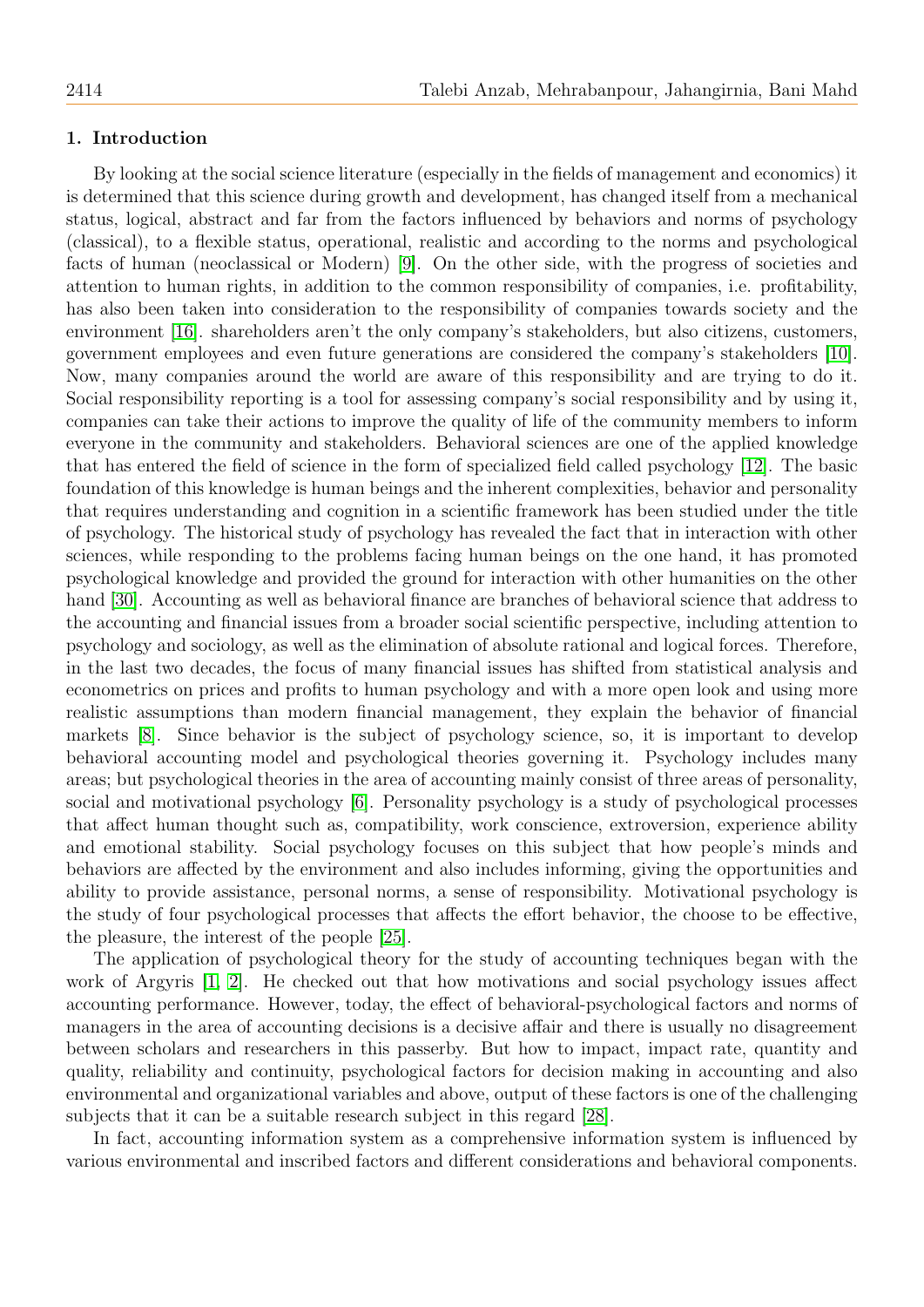## 1. Introduction

By looking at the social science literature (especially in the fields of management and economics) it is determined that this science during growth and development, has changed itself from a mechanical status, logical, abstract and far from the factors influenced by behaviors and norms of psychology (classical), to a flexible status, operational, realistic and according to the norms and psychological facts of human (neoclassical or Modern) [9]. On the other side, with the progress of societies and attention to human rights, in addition to the common responsibility of companies, i.e. profitability, has also been taken into consideration to the responsibility of companies towards society and the environment [16]. shareholders aren't the only company's stakeholders, but also citizens, customers, government employees and even future generations are considered the company's stakeholders [10]. Now, many companies around the world are aware of this responsibility and are trying to do it. Social responsibility reporting is a tool for assessing company's social responsibility and by using it, companies can take their actions to improve the quality of life of the community members to inform everyone in the community and stakeholders. Behavioral sciences are one of the applied knowledge that has entered the field of science in the form of specialized field called psychology [12]. The basic foundation of this knowledge is human beings and the inherent complexities, behavior and personality that requires understanding and cognition in a scientific framework has been studied under the title of psychology. The historical study of psychology has revealed the fact that in interaction with other sciences, while responding to the problems facing human beings on the one hand, it has promoted psychological knowledge and provided the ground for interaction with other humanities on the other hand [30]. Accounting as well as behavioral finance are branches of behavioral science that address to the accounting and financial issues from a broader social scientific perspective, including attention to psychology and sociology, as well as the elimination of absolute rational and logical forces. Therefore, in the last two decades, the focus of many financial issues has shifted from statistical analysis and econometrics on prices and profits to human psychology and with a more open look and using more realistic assumptions than modern financial management, they explain the behavior of financial markets [8]. Since behavior is the subject of psychology science, so, it is important to develop behavioral accounting model and psychological theories governing it. Psychology includes many areas; but psychological theories in the area of accounting mainly consist of three areas of personality, social and motivational psychology [6]. Personality psychology is a study of psychological processes that affect human thought such as, compatibility, work conscience, extroversion, experience ability and emotional stability. Social psychology focuses on this subject that how people's minds and behaviors are affected by the environment and also includes informing, giving the opportunities and ability to provide assistance, personal norms, a sense of responsibility. Motivational psychology is the study of four psychological processes that affects the effort behavior, the choose to be effective, the pleasure, the interest of the people [25].

The application of psychological theory for the study of accounting techniques began with the work of Argyris [1, 2]. He checked out that how motivations and social psychology issues affect accounting performance. However, today, the effect of behavioral-psychological factors and norms of managers in the area of accounting decisions is a decisive affair and there is usually no disagreement between scholars and researchers in this passerby. But how to impact, impact rate, quantity and quality, reliability and continuity, psychological factors for decision making in accounting and also environmental and organizational variables and above, output of these factors is one of the challenging subjects that it can be a suitable research subject in this regard [28].

In fact, accounting information system as a comprehensive information system is influenced by various environmental and inscribed factors and different considerations and behavioral components.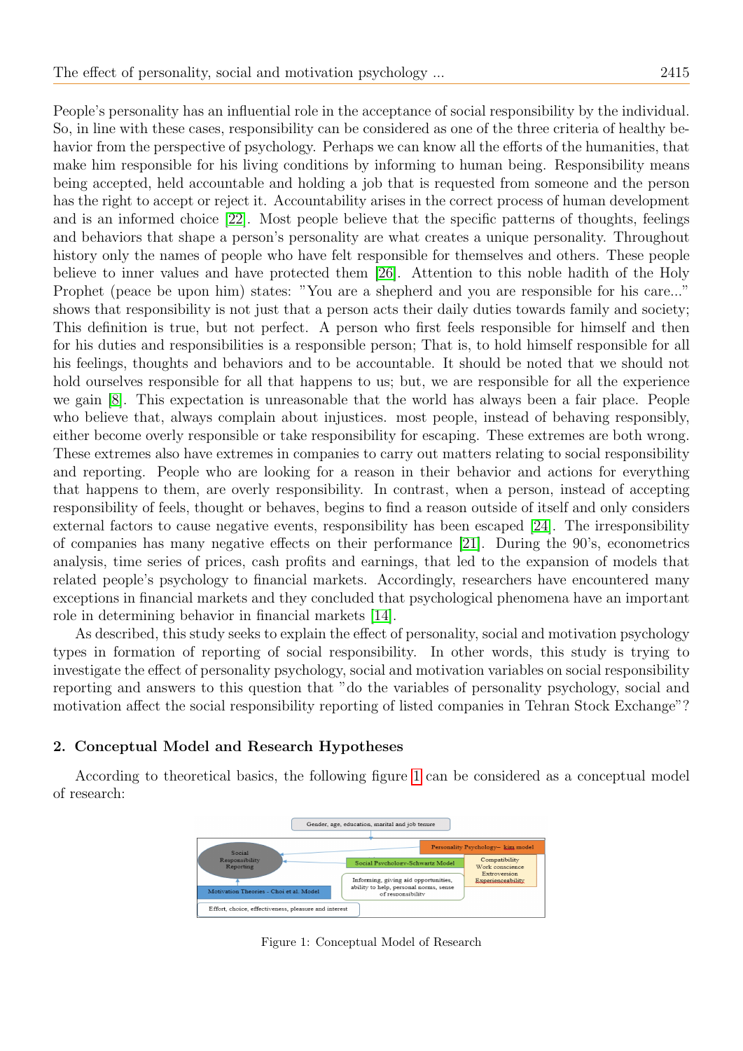People's personality has an influential role in the acceptance of social responsibility by the individual. So, in line with these cases, responsibility can be considered as one of the three criteria of healthy behavior from the perspective of psychology. Perhaps we can know all the efforts of the humanities, that make him responsible for his living conditions by informing to human being. Responsibility means being accepted, held accountable and holding a job that is requested from someone and the person has the right to accept or reject it. Accountability arises in the correct process of human development and is an informed choice [22]. Most people believe that the specific patterns of thoughts, feelings and behaviors that shape a person's personality are what creates a unique personality. Throughout history only the names of people who have felt responsible for themselves and others. These people believe to inner values and have protected them [26]. Attention to this noble hadith of the Holy Prophet (peace be upon him) states: "You are a shepherd and you are responsible for his care..." shows that responsibility is not just that a person acts their daily duties towards family and society; This definition is true, but not perfect. A person who first feels responsible for himself and then for his duties and responsibilities is a responsible person; That is, to hold himself responsible for all his feelings, thoughts and behaviors and to be accountable. It should be noted that we should not hold ourselves responsible for all that happens to us; but, we are responsible for all the experience we gain [8]. This expectation is unreasonable that the world has always been a fair place. People who believe that, always complain about injustices. most people, instead of behaving responsibly, either become overly responsible or take responsibility for escaping. These extremes are both wrong. These extremes also have extremes in companies to carry out matters relating to social responsibility and reporting. People who are looking for a reason in their behavior and actions for everything that happens to them, are overly responsibility. In contrast, when a person, instead of accepting responsibility of feels, thought or behaves, begins to find a reason outside of itself and only considers external factors to cause negative events, responsibility has been escaped [24]. The irresponsibility of companies has many negative effects on their performance [21]. During the 90's, econometrics analysis, time series of prices, cash profits and earnings, that led to the expansion of models that related people's psychology to financial markets. Accordingly, researchers have encountered many exceptions in financial markets and they concluded that psychological phenomena have an important role in determining behavior in financial markets [14].

As described, this study seeks to explain the effect of personality, social and motivation psychology types in formation of reporting of social responsibility. In other words, this study is trying to investigate the effect of personality psychology, social and motivation variables on social responsibility reporting and answers to this question that "do the variables of personality psychology, social and motivation affect the social responsibility reporting of listed companies in Tehran Stock Exchange"?

## 2. Conceptual Model and Research Hypotheses

According to theoretical basics, the following figure 1 can be considered as a conceptual model of research:

Figure 1: Conceptual Model of Research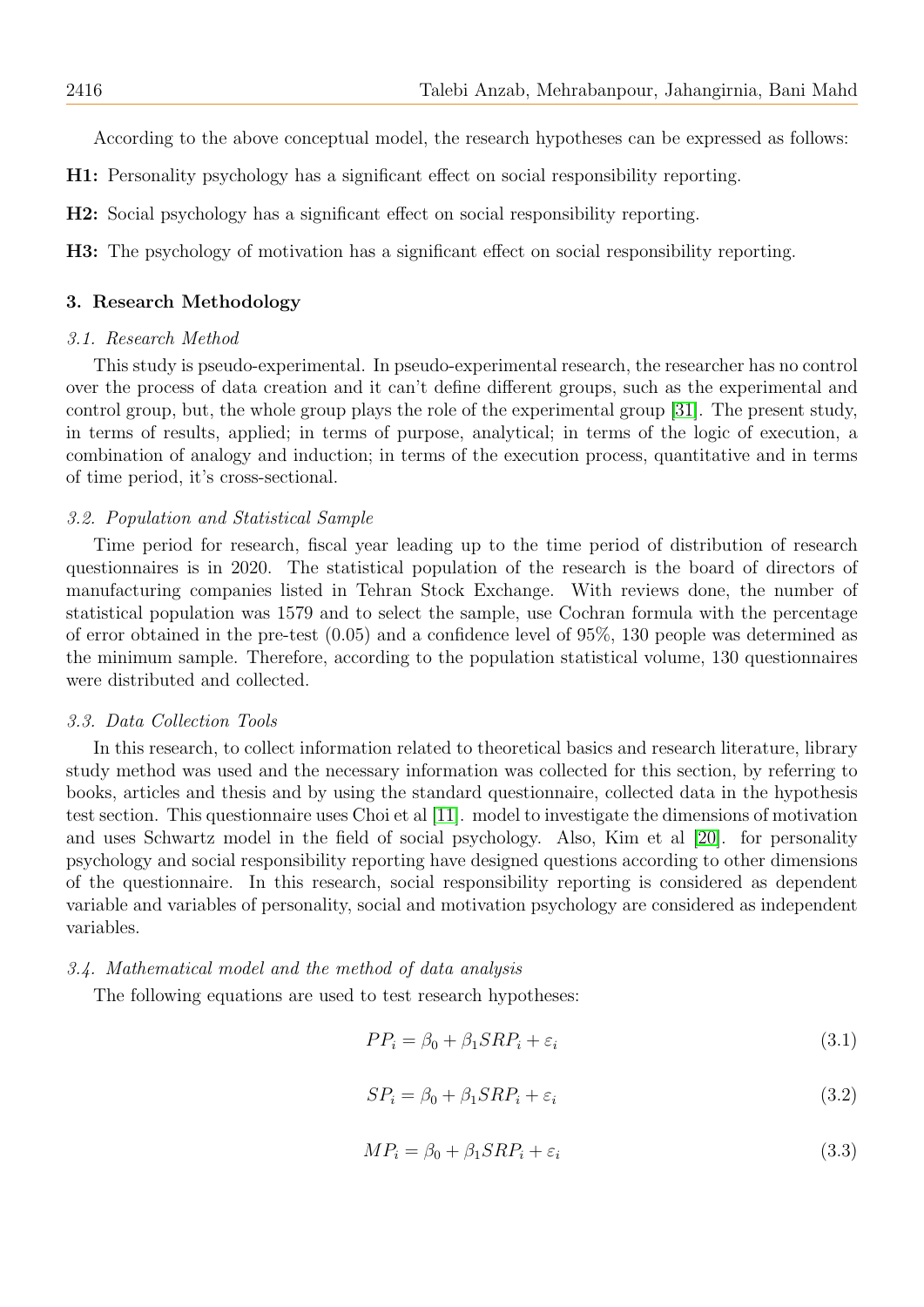According to the above conceptual model, the research hypotheses can be expressed as follows:

**H1:** Personality psychology has a significant effect on social responsibility reporting.

**H2:** Social psychology has a significant effect on social responsibility reporting.

**H3:** The psychology of motivation has a significant effect on social responsibility reporting.

## 3. Research Methodology

### *3.1. Research Method*

This study is pseudo-experimental. In pseudo-experimental research, the researcher has no control over the process of data creation and it can't define different groups, such as the experimental and control group, but, the whole group plays the role of the experimental group [31]. The present study, in terms of results, applied; in terms of purpose, analytical; in terms of the logic of execution, a combination of analogy and induction; in terms of the execution process, quantitative and in terms of time period, it's cross-sectional.

### *3.2. Population and Statistical Sample*

Time period for research, fiscal year leading up to the time period of distribution of research questionnaires is in 2020. The statistical population of the research is the board of directors of manufacturing companies listed in Tehran Stock Exchange. With reviews done, the number of statistical population was 1579 and to select the sample, use Cochran formula with the percentage of error obtained in the pre-test (0.05) and a confidence level of 95%, 130 people was determined as the minimum sample. Therefore, according to the population statistical volume, 130 questionnaires were distributed and collected.

### *3.3. Data Collection Tools*

In this research, to collect information related to theoretical basics and research literature, library study method was used and the necessary information was collected for this section, by referring to books, articles and thesis and by using the standard questionnaire, collected data in the hypothesis test section. This questionnaire uses Choi et al [11]. model to investigate the dimensions of motivation and uses Schwartz model in the field of social psychology. Also, Kim et al [20]. for personality psychology and social responsibility reporting have designed questions according to other dimensions of the questionnaire. In this research, social responsibility reporting is considered as dependent variable and variables of personality, social and motivation psychology are considered as independent variables.

### *3.4. Mathematical model and the method of data analysis*

The following equations are used to test research hypotheses:

$$PP_i = \beta_0 + \beta_1 SRP_i + \varepsilon_i \tag{3.1}$$

$$SP_i = \beta_0 + \beta_1 SRP_i + \varepsilon_i \tag{3.2}$$

$$MP_i = \beta_0 + \beta_1 SRP_i + \varepsilon_i \tag{3.3}$$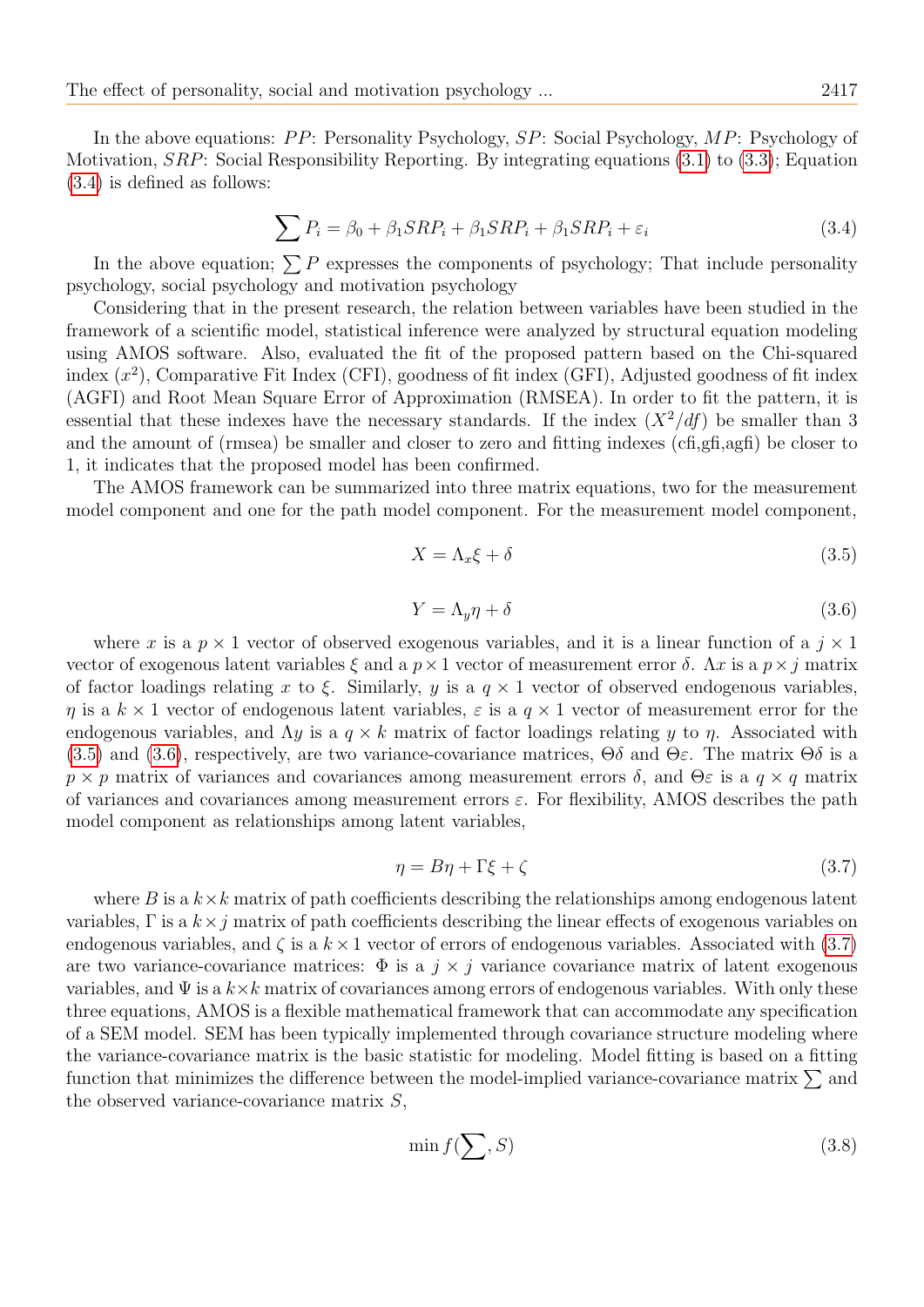In the above equations: $PP$: Personality Psychology, $SP$: Social Psychology, $MP$: Psychology of Motivation, $SRP$: Social Responsibility Reporting. By integrating equations (3.1) to (3.3); Equation (3.4) is defined as follows:

$$\sum P_i = \beta_0 + \beta_1 SRP_i + \beta_1 SRP_i + \beta_1 SRP_i + \varepsilon_i \tag{3.4}$$

In the above equation; $\sum P$ expresses the components of psychology; That include personality psychology, social psychology and motivation psychology

Considering that in the present research, the relation between variables have been studied in the framework of a scientific model, statistical inference were analyzed by structural equation modeling using AMOS software. Also, evaluated the fit of the proposed pattern based on the Chi-squared index ($x^2$), Comparative Fit Index (CFI), goodness of fit index (GFI), Adjusted goodness of fit index (AGFI) and Root Mean Square Error of Approximation (RMSEA). In order to fit the pattern, it is essential that these indexes have the necessary standards. If the index ($X^2/df$) be smaller than 3 and the amount of (rmsea) be smaller and closer to zero and fitting indexes (cfi,gfi,agfi) be closer to 1, it indicates that the proposed model has been confirmed.

The AMOS framework can be summarized into three matrix equations, two for the measurement model component and one for the path model component. For the measurement model component,

$$X = \Lambda_x \xi + \delta \tag{3.5}$$

$$Y = \Lambda_y \eta + \delta \tag{3.6}$$

where $x$ is a $p \times 1$ vector of observed exogenous variables, and it is a linear function of a $j \times 1$ vector of exogenous latent variables $\xi$ and a $p \times 1$ vector of measurement error $\delta$. $\Lambda x$ is a $p \times j$ matrix of factor loadings relating $x$ to $\xi$. Similarly, $y$ is a $q \times 1$ vector of observed endogenous variables, $\eta$ is a $k \times 1$ vector of endogenous latent variables, $\varepsilon$ is a $q \times 1$ vector of measurement error for the endogenous variables, and $\Lambda y$ is a $q \times k$ matrix of factor loadings relating $y$ to $\eta$. Associated with (3.5) and (3.6), respectively, are two variance-covariance matrices, $\Theta\delta$ and $\Theta\varepsilon$. The matrix $\Theta\delta$ is a $p \times p$ matrix of variances and covariances among measurement errors $\delta$, and $\Theta\varepsilon$ is a $q \times q$ matrix of variances and covariances among measurement errors $\varepsilon$. For flexibility, AMOS describes the path model component as relationships among latent variables,

$$\eta = B\eta + \Gamma\xi + \zeta \tag{3.7}$$

where $B$ is a $k \times k$ matrix of path coefficients describing the relationships among endogenous latent variables, $\Gamma$ is a $k \times j$ matrix of path coefficients describing the linear effects of exogenous variables on endogenous variables, and $\zeta$ is a $k \times 1$ vector of errors of endogenous variables. Associated with (3.7) are two variance-covariance matrices: $\Phi$ is a $j \times j$ variance covariance matrix of latent exogenous variables, and $\Psi$ is a $k \times k$ matrix of covariances among errors of endogenous variables. With only these three equations, AMOS is a flexible mathematical framework that can accommodate any specification of a SEM model. SEM has been typically implemented through covariance structure modeling where the variance-covariance matrix is the basic statistic for modeling. Model fitting is based on a fitting function that minimizes the difference between the model-implied variance-covariance matrix $\sum$ and the observed variance-covariance matrix $S$,

$$\min f(\sum, S) \tag{3.8}$$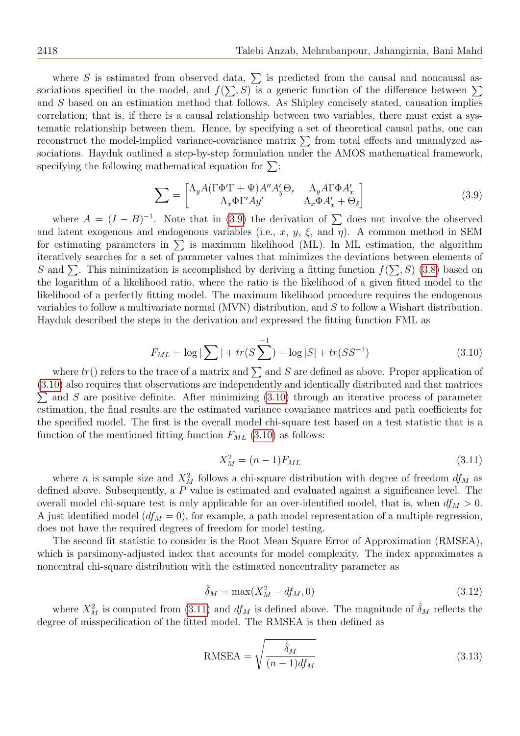where $S$ is estimated from observed data, $\sum$ is predicted from the causal and noncausal associations specified in the model, and $f(\sum, S)$ is a generic function of the difference between $\sum$ and $S$ based on an estimation method that follows. As Shipley concisely stated, causation implies correlation; that is, if there is a causal relationship between two variables, there must exist a systematic relationship between them. Hence, by specifying a set of theoretical causal paths, one can reconstruct the model-implied variance-covariance matrix $\sum$ from total effects and unanalyzed associations. Hayduk outlined a step-by-step formulation under the AMOS mathematical framework, specifying the following mathematical equation for $\sum$:

$$\sum = \begin{bmatrix} \Lambda_y A(\Gamma\Phi'\Gamma + \Psi)A''A'_y\Theta_\varepsilon & \Lambda_y A\Gamma\Phi A'_x \\ \Lambda_x \Phi\Gamma' Ay' & \Lambda_x \Phi A'_x + \Theta_\delta \end{bmatrix} \tag{3.9}$$

where $A = (I - B)^{-1}$. Note that in (3.9) the derivation of $\sum$ does not involve the observed and latent exogenous and endogenous variables (i.e., $x$, $y$, $\xi$, and $\eta$). A common method in SEM for estimating parameters in $\sum$ is maximum likelihood (ML). In ML estimation, the algorithm iteratively searches for a set of parameter values that minimizes the deviations between elements of $S$ and $\sum$. This minimization is accomplished by deriving a fitting function $f(\sum, S)$ (3.8) based on the logarithm of a likelihood ratio, where the ratio is the likelihood of a given fitted model to the likelihood of a perfectly fitting model. The maximum likelihood procedure requires the endogenous variables to follow a multivariate normal (MVN) distribution, and $S$ to follow a Wishart distribution. Hayduk described the steps in the derivation and expressed the fitting function FML as

$$F_{ML} = \log |\sum| + tr(S\sum^{-1}) - \log |S| + tr(SS^{-1}) \tag{3.10}$$

where $tr()$ refers to the trace of a matrix and $\sum$ and $S$ are defined as above. Proper application of (3.10) also requires that observations are independently and identically distributed and that matrices $\sum$ and $S$ are positive definite. After minimizing (3.10) through an iterative process of parameter estimation, the final results are the estimated variance covariance matrices and path coefficients for the specified model. The first is the overall model chi-square test based on a test statistic that is a function of the mentioned fitting function $F_{ML}$ (3.10) as follows:

$$X_M^2 = (n-1)F_{ML} \tag{3.11}$$

where $n$ is sample size and $X_M^2$ follows a chi-square distribution with degree of freedom $df_M$ as defined above. Subsequently, a $P$ value is estimated and evaluated against a significance level. The overall model chi-square test is only applicable for an over-identified model, that is, when $df_M > 0$. A just identified model ($df_M = 0$), for example, a path model representation of a multiple regression, does not have the required degrees of freedom for model testing.

The second fit statistic to consider is the Root Mean Square Error of Approximation (RMSEA), which is parsimony-adjusted index that accounts for model complexity. The index approximates a noncentral chi-square distribution with the estimated noncentrality parameter as

$$\hat{\delta}_M = \max(X_M^2 - df_M, 0) \tag{3.12}$$

where $X_M^2$ is computed from (3.11) and $df_M$ is defined above. The magnitude of $\hat{\delta}_M$ reflects the degree of misspecification of the fitted model. The RMSEA is then defined as

$$\text{RMSEA} = \sqrt{\frac{\hat{\delta}_M}{(n-1)df_M}} \tag{3.13}$$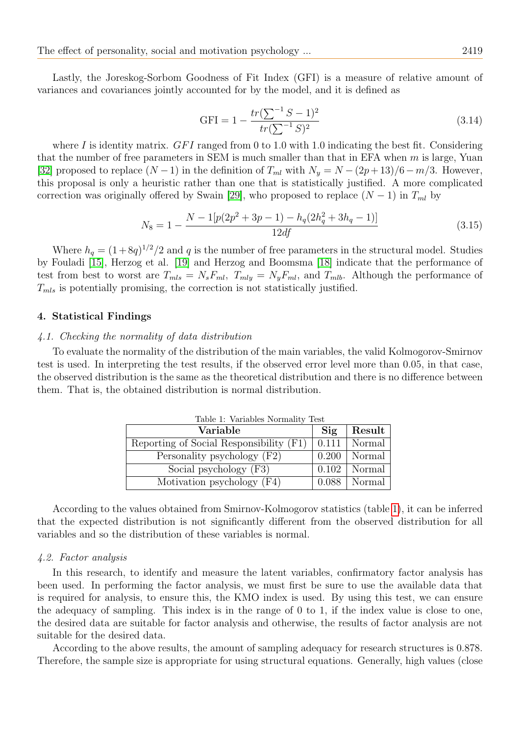Lastly, the Joreskog-Sorbom Goodness of Fit Index (GFI) is a measure of relative amount of variances and covariances jointly accounted for by the model, and it is defined as

$$\text{GFI} = 1 - \frac{tr(\sum^{-1} S - 1)^2}{tr(\sum^{-1} S)^2} \tag{3.14}$$

where $I$ is identity matrix. $GFI$ ranged from 0 to 1.0 with 1.0 indicating the best fit. Considering that the number of free parameters in SEM is much smaller than that in EFA when $m$ is large, Yuan [32] proposed to replace $(N-1)$ in the definition of $T_{ml}$ with $N_y = N - (2p+13)/6 - m/3$. However, this proposal is only a heuristic rather than one that is statistically justified. A more complicated correction was originally offered by Swain [29], who proposed to replace $(N-1)$ in $T_{ml}$ by

$$N_8 = 1 - \frac{N - 1[p(2p^2 + 3p - 1) - h_q(2h_q^2 + 3h_q - 1)]}{12df} \tag{3.15}$$

Where $h_q = (1+8q)^{1/2}/2$ and $q$ is the number of free parameters in the structural model. Studies by Fouladi [15], Herzog et al. [19] and Herzog and Boomsma [18] indicate that the performance of test from best to worst are $T_{mls} = N_s F_{ml}$, $T_{mly} = N_y F_{ml}$, and $T_{mlb}$. Although the performance of $T_{mls}$ is potentially promising, the correction is not statistically justified.

## 4. Statistical Findings

### *4.1. Checking the normality of data distribution*

To evaluate the normality of the distribution of the main variables, the valid Kolmogorov-Smirnov test is used. In interpreting the test results, if the observed error level more than 0.05, in that case, the observed distribution is the same as the theoretical distribution and there is no difference between them. That is, the obtained distribution is normal distribution.

Table 1: Variables Normality Test

| Variable | Sig | Result |
|---|---|---|
| Reporting of Social Responsibility (F1) | 0.111 | Normal |
| Personality psychology (F2) | 0.200 | Normal |
| Social psychology (F3) | 0.102 | Normal |
| Motivation psychology (F4) | 0.088 | Normal |

According to the values obtained from Smirnov-Kolmogorov statistics (table 1), it can be inferred that the expected distribution is not significantly different from the observed distribution for all variables and so the distribution of these variables is normal.

### *4.2. Factor analysis*

In this research, to identify and measure the latent variables, confirmatory factor analysis has been used. In performing the factor analysis, we must first be sure to use the available data that is required for analysis, to ensure this, the KMO index is used. By using this test, we can ensure the adequacy of sampling. This index is in the range of 0 to 1, if the index value is close to one, the desired data are suitable for factor analysis and otherwise, the results of factor analysis are not suitable for the desired data.

According to the above results, the amount of sampling adequacy for research structures is 0.878. Therefore, the sample size is appropriate for using structural equations. Generally, high values (close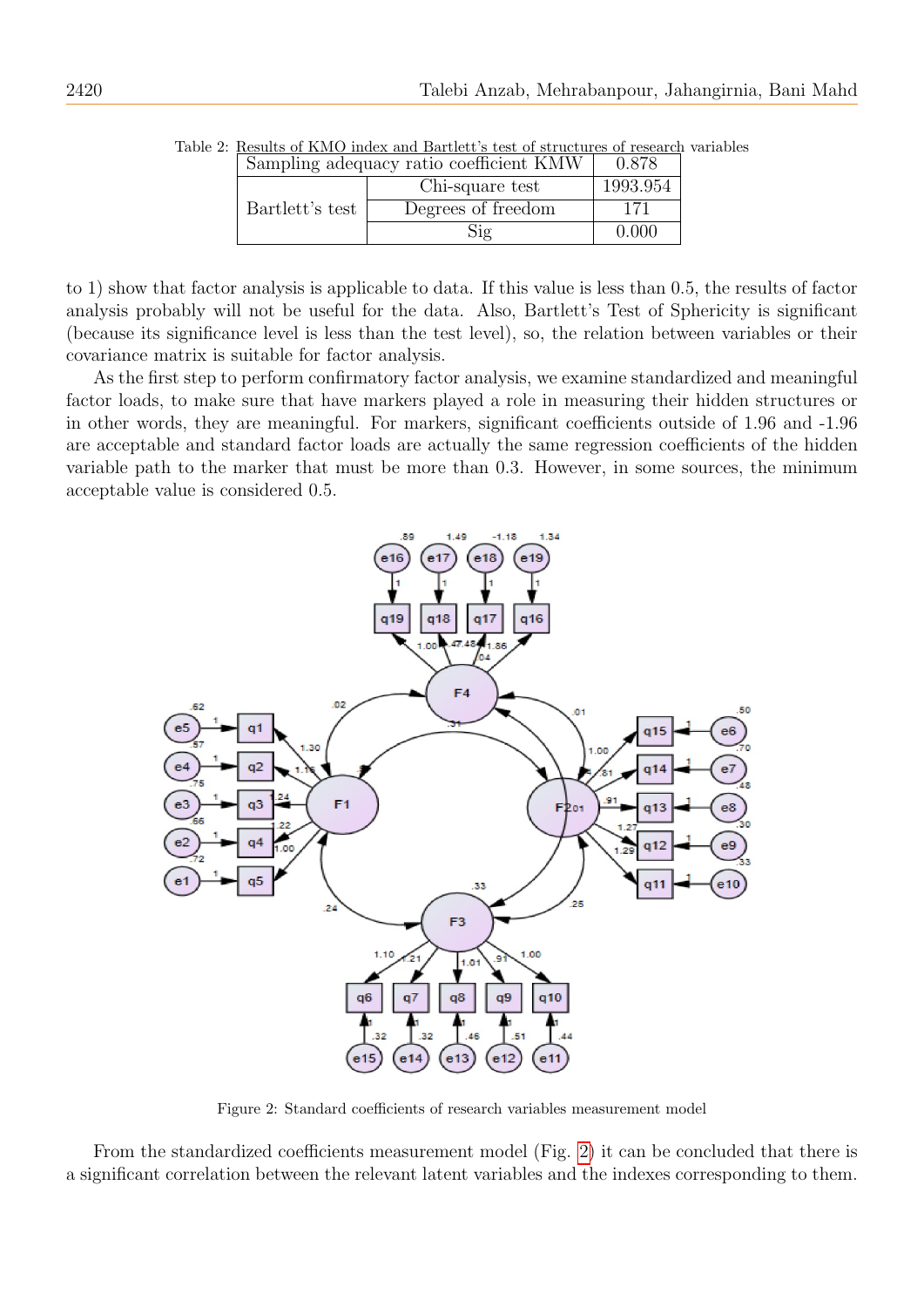Table 2: Results of KMO index and Bartlett's test of structures of research variables

| Sampling adequacy ratio coefficient KMW | | 0.878 |
|---|---|---|
| Bartlett's test | Chi-square test | 1993.954 |
| | Degrees of freedom | 171 |
| | Sig | 0.000 |

to 1) show that factor analysis is applicable to data. If this value is less than 0.5, the results of factor analysis probably will not be useful for the data. Also, Bartlett's Test of Sphericity is significant (because its significance level is less than the test level), so, the relation between variables or their covariance matrix is suitable for factor analysis.

As the first step to perform confirmatory factor analysis, we examine standardized and meaningful factor loads, to make sure that have markers played a role in measuring their hidden structures or in other words, they are meaningful. For markers, significant coefficients outside of 1.96 and -1.96 are acceptable and standard factor loads are actually the same regression coefficients of the hidden variable path to the marker that must be more than 0.3. However, in some sources, the minimum acceptable value is considered 0.5.

Figure 2: Standard coefficients of research variables measurement model

From the standardized coefficients measurement model (Fig. 2) it can be concluded that there is a significant correlation between the relevant latent variables and the indexes corresponding to them.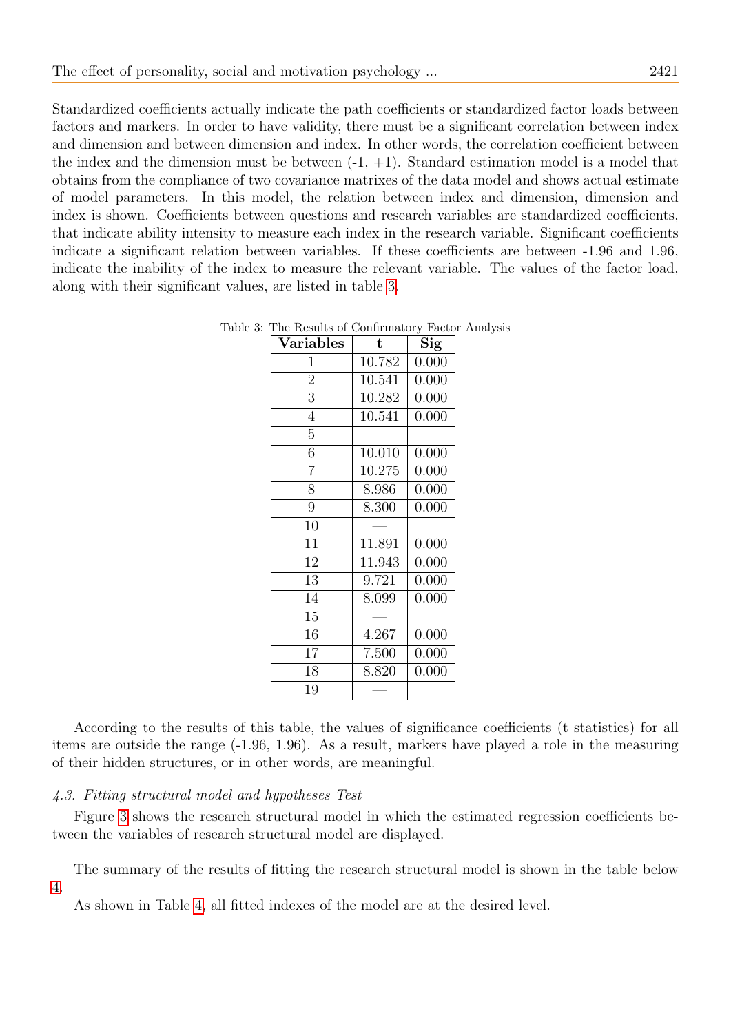Standardized coefficients actually indicate the path coefficients or standardized factor loads between factors and markers. In order to have validity, there must be a significant correlation between index and dimension and between dimension and index. In other words, the correlation coefficient between the index and the dimension must be between (-1, +1). Standard estimation model is a model that obtains from the compliance of two covariance matrixes of the data model and shows actual estimate of model parameters. In this model, the relation between index and dimension, dimension and index is shown. Coefficients between questions and research variables are standardized coefficients, that indicate ability intensity to measure each index in the research variable. Significant coefficients indicate a significant relation between variables. If these coefficients are between -1.96 and 1.96, indicate the inability of the index to measure the relevant variable. The values of the factor load, along with their significant values, are listed in table 3.

Table 3: The Results of Confirmatory Factor Analysis

| Variables | t | Sig |
|---|---|---|
| 1 | 10.782 | 0.000 |
| 2 | 10.541 | 0.000 |
| 3 | 10.282 | 0.000 |
| 4 | 10.541 | 0.000 |
| 5 | — | |
| 6 | 10.010 | 0.000 |
| 7 | 10.275 | 0.000 |
| 8 | 8.986 | 0.000 |
| 9 | 8.300 | 0.000 |
| 10 | — | |
| 11 | 11.891 | 0.000 |
| 12 | 11.943 | 0.000 |
| 13 | 9.721 | 0.000 |
| 14 | 8.099 | 0.000 |
| 15 | — | |
| 16 | 4.267 | 0.000 |
| 17 | 7.500 | 0.000 |
| 18 | 8.820 | 0.000 |
| 19 | — | |

According to the results of this table, the values of significance coefficients (t statistics) for all items are outside the range (-1.96, 1.96). As a result, markers have played a role in the measuring of their hidden structures, or in other words, are meaningful.

### *4.3. Fitting structural model and hypotheses Test*

Figure 3 shows the research structural model in which the estimated regression coefficients between the variables of research structural model are displayed.

The summary of the results of fitting the research structural model is shown in the table below 4.

As shown in Table 4, all fitted indexes of the model are at the desired level.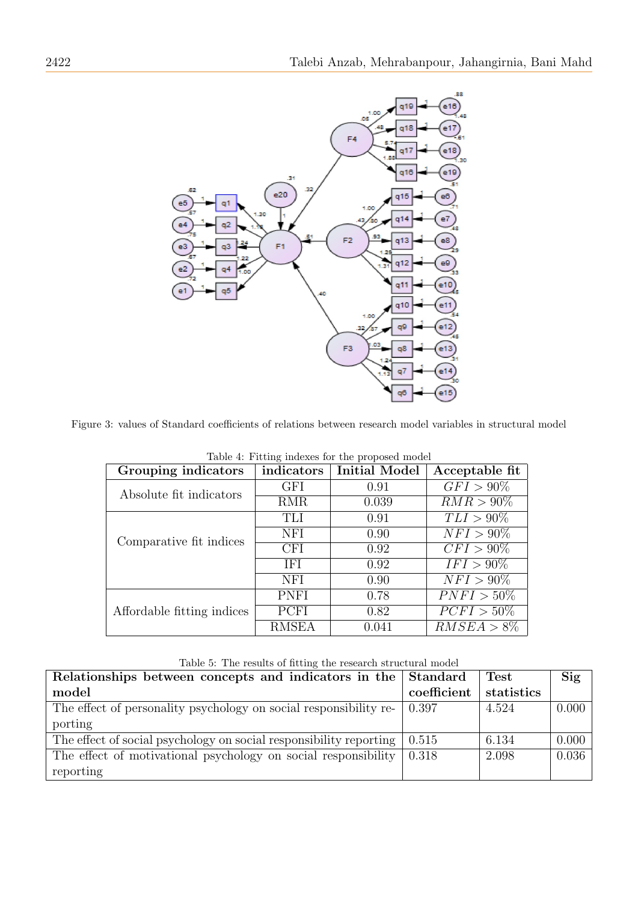Figure 3: values of Standard coefficients of relations between research model variables in structural model

Table 4: Fitting indexes for the proposed model

| Grouping indicators | indicators | Initial Model | Acceptable fit |
|---|---|---|---|
| Absolute fit indicators | GFI | 0.91 | $GFI > 90\%$ |
| | RMR | 0.039 | $RMR > 90\%$ |
| Comparative fit indices | TLI | 0.91 | $TLI > 90\%$ |
| | NFI | 0.90 | $NFI > 90\%$ |
| | CFI | 0.92 | $CFI > 90\%$ |
| | IFI | 0.92 | $IFI > 90\%$ |
| | NFI | 0.90 | $NFI > 90\%$ |
| Affordable fitting indices | PNFI | 0.78 | $PNFI > 50\%$ |
| | PCFI | 0.82 | $PCFI > 50\%$ |
| | RMSEA | 0.041 | $RMSEA > 8\%$ |

Table 5: The results of fitting the research structural model

| Relationships between concepts and indicators in the model | Standard coefficient | Test statistics | Sig |
|---|---|---|---|
| The effect of personality psychology on social responsibility reporting | 0.397 | 4.524 | 0.000 |
| The effect of social psychology on social responsibility reporting | 0.515 | 6.134 | 0.000 |
| The effect of motivational psychology on social responsibility reporting | 0.318 | 2.098 | 0.036 |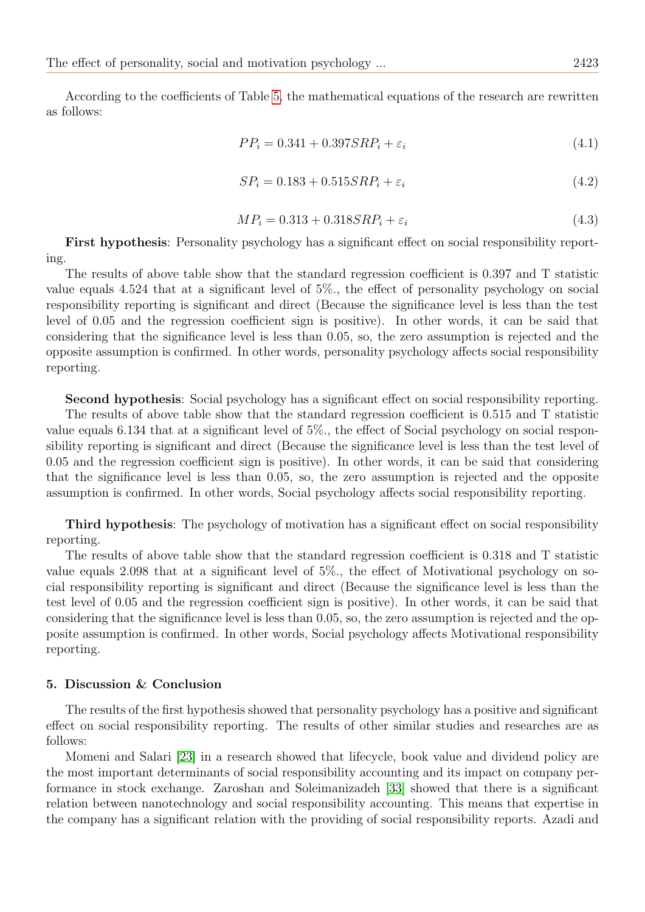According to the coefficients of Table 5, the mathematical equations of the research are rewritten as follows:

$$PP_i = 0.341 + 0.397SRP_i + \varepsilon_i \tag{4.1}$$

$$SP_i = 0.183 + 0.515SRP_i + \varepsilon_i \tag{4.2}$$

$$MP_i = 0.313 + 0.318SRP_i + \varepsilon_i \tag{4.3}$$

**First hypothesis**: Personality psychology has a significant effect on social responsibility reporting.

The results of above table show that the standard regression coefficient is 0.397 and T statistic value equals 4.524 that at a significant level of 5%., the effect of personality psychology on social responsibility reporting is significant and direct (Because the significance level is less than the test level of 0.05 and the regression coefficient sign is positive). In other words, it can be said that considering that the significance level is less than 0.05, so, the zero assumption is rejected and the opposite assumption is confirmed. In other words, personality psychology affects social responsibility reporting.

**Second hypothesis**: Social psychology has a significant effect on social responsibility reporting.

The results of above table show that the standard regression coefficient is 0.515 and T statistic value equals 6.134 that at a significant level of 5%., the effect of Social psychology on social responsibility reporting is significant and direct (Because the significance level is less than the test level of 0.05 and the regression coefficient sign is positive). In other words, it can be said that considering that the significance level is less than 0.05, so, the zero assumption is rejected and the opposite assumption is confirmed. In other words, Social psychology affects social responsibility reporting.

**Third hypothesis**: The psychology of motivation has a significant effect on social responsibility reporting.

The results of above table show that the standard regression coefficient is 0.318 and T statistic value equals 2.098 that at a significant level of 5%., the effect of Motivational psychology on social responsibility reporting is significant and direct (Because the significance level is less than the test level of 0.05 and the regression coefficient sign is positive). In other words, it can be said that considering that the significance level is less than 0.05, so, the zero assumption is rejected and the opposite assumption is confirmed. In other words, Social psychology affects Motivational responsibility reporting.

## 5. Discussion & Conclusion

The results of the first hypothesis showed that personality psychology has a positive and significant effect on social responsibility reporting. The results of other similar studies and researches are as follows:

Momeni and Salari [23] in a research showed that lifecycle, book value and dividend policy are the most important determinants of social responsibility accounting and its impact on company performance in stock exchange. Zaroshan and Soleimanizadeh [33] showed that there is a significant relation between nanotechnology and social responsibility accounting. This means that expertise in the company has a significant relation with the providing of social responsibility reports. Azadi and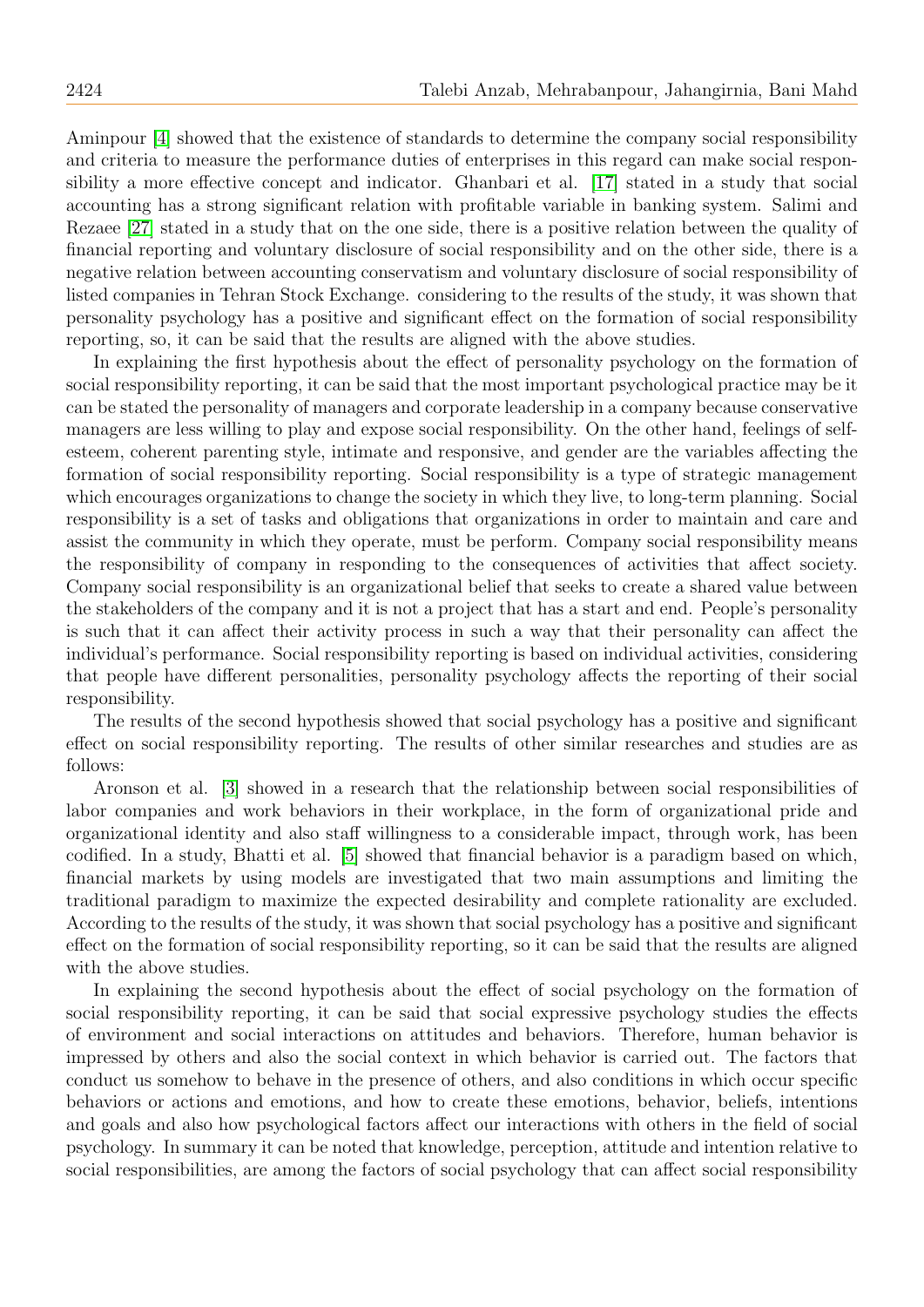Aminpour [4] showed that the existence of standards to determine the company social responsibility and criteria to measure the performance duties of enterprises in this regard can make social responsibility a more effective concept and indicator. Ghanbari et al. [17] stated in a study that social accounting has a strong significant relation with profitable variable in banking system. Salimi and Rezaee [27] stated in a study that on the one side, there is a positive relation between the quality of financial reporting and voluntary disclosure of social responsibility and on the other side, there is a negative relation between accounting conservatism and voluntary disclosure of social responsibility of listed companies in Tehran Stock Exchange. considering to the results of the study, it was shown that personality psychology has a positive and significant effect on the formation of social responsibility reporting, so, it can be said that the results are aligned with the above studies.

In explaining the first hypothesis about the effect of personality psychology on the formation of social responsibility reporting, it can be said that the most important psychological practice may be it can be stated the personality of managers and corporate leadership in a company because conservative managers are less willing to play and expose social responsibility. On the other hand, feelings of self-esteem, coherent parenting style, intimate and responsive, and gender are the variables affecting the formation of social responsibility reporting. Social responsibility is a type of strategic management which encourages organizations to change the society in which they live, to long-term planning. Social responsibility is a set of tasks and obligations that organizations in order to maintain and care and assist the community in which they operate, must be perform. Company social responsibility means the responsibility of company in responding to the consequences of activities that affect society. Company social responsibility is an organizational belief that seeks to create a shared value between the stakeholders of the company and it is not a project that has a start and end. People's personality is such that it can affect their activity process in such a way that their personality can affect the individual's performance. Social responsibility reporting is based on individual activities, considering that people have different personalities, personality psychology affects the reporting of their social responsibility.

The results of the second hypothesis showed that social psychology has a positive and significant effect on social responsibility reporting. The results of other similar researches and studies are as follows:

Aronson et al. [3] showed in a research that the relationship between social responsibilities of labor companies and work behaviors in their workplace, in the form of organizational pride and organizational identity and also staff willingness to a considerable impact, through work, has been codified. In a study, Bhatti et al. [5] showed that financial behavior is a paradigm based on which, financial markets by using models are investigated that two main assumptions and limiting the traditional paradigm to maximize the expected desirability and complete rationality are excluded. According to the results of the study, it was shown that social psychology has a positive and significant effect on the formation of social responsibility reporting, so it can be said that the results are aligned with the above studies.

In explaining the second hypothesis about the effect of social psychology on the formation of social responsibility reporting, it can be said that social expressive psychology studies the effects of environment and social interactions on attitudes and behaviors. Therefore, human behavior is impressed by others and also the social context in which behavior is carried out. The factors that conduct us somehow to behave in the presence of others, and also conditions in which occur specific behaviors or actions and emotions, and how to create these emotions, behavior, beliefs, intentions and goals and also how psychological factors affect our interactions with others in the field of social psychology. In summary it can be noted that knowledge, perception, attitude and intention relative to social responsibilities, are among the factors of social psychology that can affect social responsibility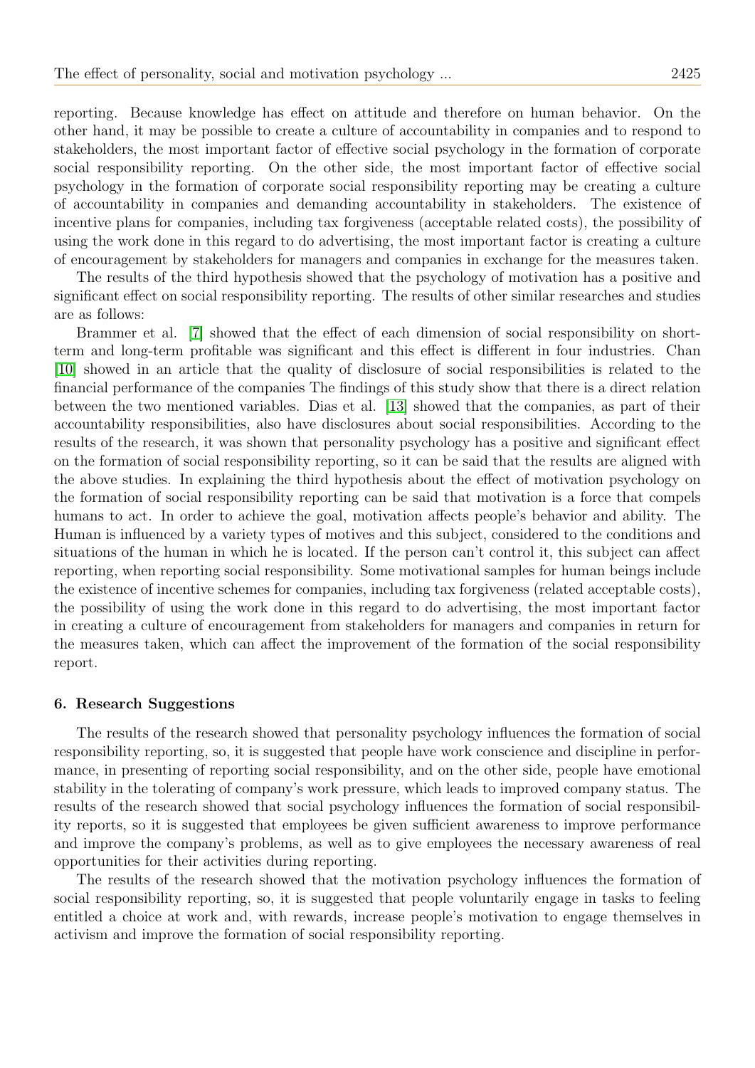reporting. Because knowledge has effect on attitude and therefore on human behavior. On the other hand, it may be possible to create a culture of accountability in companies and to respond to stakeholders, the most important factor of effective social psychology in the formation of corporate social responsibility reporting. On the other side, the most important factor of effective social psychology in the formation of corporate social responsibility reporting may be creating a culture of accountability in companies and demanding accountability in stakeholders. The existence of incentive plans for companies, including tax forgiveness (acceptable related costs), the possibility of using the work done in this regard to do advertising, the most important factor is creating a culture of encouragement by stakeholders for managers and companies in exchange for the measures taken.

The results of the third hypothesis showed that the psychology of motivation has a positive and significant effect on social responsibility reporting. The results of other similar researches and studies are as follows:

Brammer et al. [7] showed that the effect of each dimension of social responsibility on short-term and long-term profitable was significant and this effect is different in four industries. Chan [10] showed in an article that the quality of disclosure of social responsibilities is related to the financial performance of the companies The findings of this study show that there is a direct relation between the two mentioned variables. Dias et al. [13] showed that the companies, as part of their accountability responsibilities, also have disclosures about social responsibilities. According to the results of the research, it was shown that personality psychology has a positive and significant effect on the formation of social responsibility reporting, so it can be said that the results are aligned with the above studies. In explaining the third hypothesis about the effect of motivation psychology on the formation of social responsibility reporting can be said that motivation is a force that compels humans to act. In order to achieve the goal, motivation affects people's behavior and ability. The Human is influenced by a variety types of motives and this subject, considered to the conditions and situations of the human in which he is located. If the person can't control it, this subject can affect reporting, when reporting social responsibility. Some motivational samples for human beings include the existence of incentive schemes for companies, including tax forgiveness (related acceptable costs), the possibility of using the work done in this regard to do advertising, the most important factor in creating a culture of encouragement from stakeholders for managers and companies in return for the measures taken, which can affect the improvement of the formation of the social responsibility report.

### 6. Research Suggestions

The results of the research showed that personality psychology influences the formation of social responsibility reporting, so, it is suggested that people have work conscience and discipline in performance, in presenting of reporting social responsibility, and on the other side, people have emotional stability in the tolerating of company's work pressure, which leads to improved company status. The results of the research showed that social psychology influences the formation of social responsibility reports, so it is suggested that employees be given sufficient awareness to improve performance and improve the company's problems, as well as to give employees the necessary awareness of real opportunities for their activities during reporting.

The results of the research showed that the motivation psychology influences the formation of social responsibility reporting, so, it is suggested that people voluntarily engage in tasks to feeling entitled a choice at work and, with rewards, increase people's motivation to engage themselves in activism and improve the formation of social responsibility reporting.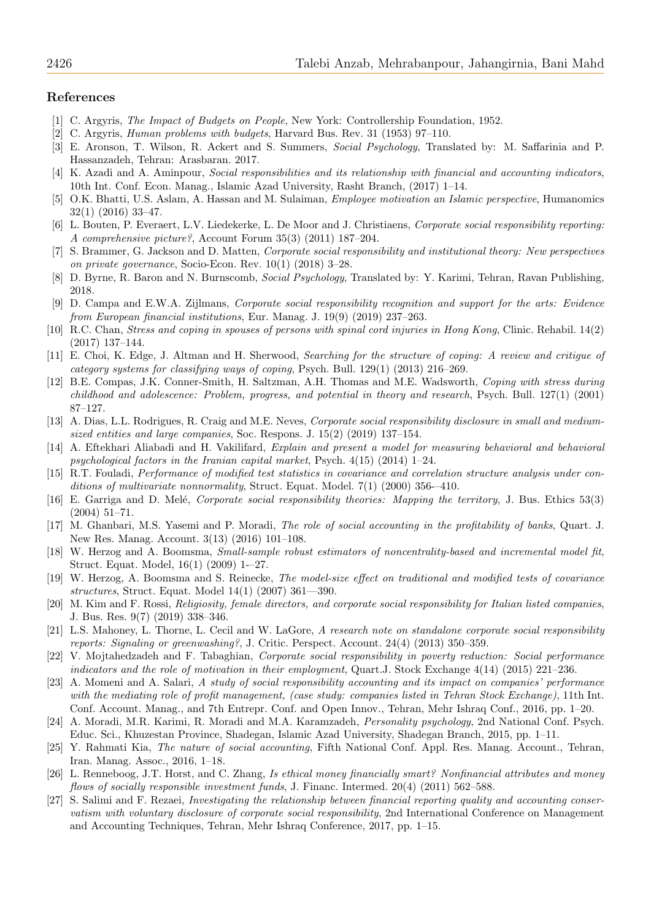## References

[1] C. Argyris, *The Impact of Budgets on People*, New York: Controllership Foundation, 1952.

[2] C. Argyris, *Human problems with budgets*, Harvard Bus. Rev. 31 (1953) 97–110.

[3] E. Aronson, T. Wilson, R. Ackert and S. Summers, *Social Psychology*, Translated by: M. Saffarinia and P. Hassanzadeh, Tehran: Arasbaran. 2017.

[4] K. Azadi and A. Aminpour, *Social responsibilities and its relationship with financial and accounting indicators*, 10th Int. Conf. Econ. Manag., Islamic Azad University, Rasht Branch, (2017) 1–14.

[5] O.K. Bhatti, U.S. Aslam, A. Hassan and M. Sulaiman, *Employee motivation an Islamic perspective*, Humanomics 32(1) (2016) 33–47.

[6] L. Bouten, P. Everaert, L.V. Liedekerke, L. De Moor and J. Christiaens, *Corporate social responsibility reporting: A comprehensive picture?*, Account Forum 35(3) (2011) 187–204.

[7] S. Brammer, G. Jackson and D. Matten, *Corporate social responsibility and institutional theory: New perspectives on private governance*, Socio-Econ. Rev. 10(1) (2018) 3–28.

[8] D. Byrne, R. Baron and N. Burnscomb, *Social Psychology*, Translated by: Y. Karimi, Tehran, Ravan Publishing, 2018.

[9] D. Campa and E.W.A. Zijlmans, *Corporate social responsibility recognition and support for the arts: Evidence from European financial institutions*, Eur. Manag. J. 19(9) (2019) 237–263.

[10] R.C. Chan, *Stress and coping in spouses of persons with spinal cord injuries in Hong Kong*, Clinic. Rehabil. 14(2) (2017) 137–144.

[11] E. Choi, K. Edge, J. Altman and H. Sherwood, *Searching for the structure of coping: A review and critique of category systems for classifying ways of coping*, Psych. Bull. 129(1) (2013) 216–269.

[12] B.E. Compas, J.K. Conner-Smith, H. Saltzman, A.H. Thomas and M.E. Wadsworth, *Coping with stress during childhood and adolescence: Problem, progress, and potential in theory and research*, Psych. Bull. 127(1) (2001) 87–127.

[13] A. Dias, L.L. Rodrigues, R. Craig and M.E. Neves, *Corporate social responsibility disclosure in small and medium-sized entities and large companies*, Soc. Respons. J. 15(2) (2019) 137–154.

[14] A. Eftekhari Aliabadi and H. Vakilifard, *Explain and present a model for measuring behavioral and behavioral psychological factors in the Iranian capital market*, Psych. 4(15) (2014) 1–24.

[15] R.T. Fouladi, *Performance of modified test statistics in covariance and correlation structure analysis under conditions of multivariate nonnormality*, Struct. Equat. Model. 7(1) (2000) 356-–410.

[16] E. Garriga and D. Melé, *Corporate social responsibility theories: Mapping the territory*, J. Bus. Ethics 53(3) (2004) 51–71.

[17] M. Ghanbari, M.S. Yasemi and P. Moradi, *The role of social accounting in the profitability of banks*, Quart. J. New Res. Manag. Account. 3(13) (2016) 101–108.

[18] W. Herzog and A. Boomsma, *Small-sample robust estimators of noncentrality-based and incremental model fit*, Struct. Equat. Model, 16(1) (2009) 1-–27.

[19] W. Herzog, A. Boomsma and S. Reinecke, *The model-size effect on traditional and modified tests of covariance structures*, Struct. Equat. Model 14(1) (2007) 361—390.

[20] M. Kim and F. Rossi, *Religiosity, female directors, and corporate social responsibility for Italian listed companies*, J. Bus. Res. 9(7) (2019) 338–346.

[21] L.S. Mahoney, L. Thorne, L. Cecil and W. LaGore, *A research note on standalone corporate social responsibility reports: Signaling or greenwashing?*, J. Critic. Perspect. Account. 24(4) (2013) 350–359.

[22] V. Mojtahedzadeh and F. Tabaghian, *Corporate social responsibility in poverty reduction: Social performance indicators and the role of motivation in their employment*, Quart.J. Stock Exchange 4(14) (2015) 221–236.

[23] A. Momeni and A. Salari, *A study of social responsibility accounting and its impact on companies' performance with the mediating role of profit management, (case study: companies listed in Tehran Stock Exchange)*, 11th Int. Conf. Account. Manag., and 7th Entrepr. Conf. and Open Innov., Tehran, Mehr Ishraq Conf., 2016, pp. 1–20.

[24] A. Moradi, M.R. Karimi, R. Moradi and M.A. Karamzadeh, *Personality psychology*, 2nd National Conf. Psych. Educ. Sci., Khuzestan Province, Shadegan, Islamic Azad University, Shadegan Branch, 2015, pp. 1–11.

[25] Y. Rahmati Kia, *The nature of social accounting*, Fifth National Conf. Appl. Res. Manag. Account., Tehran, Iran. Manag. Assoc., 2016, 1–18.

[26] L. Renneboog, J.T. Horst, and C. Zhang, *Is ethical money financially smart? Nonfinancial attributes and money flows of socially responsible investment funds*, J. Financ. Intermed. 20(4) (2011) 562–588.

[27] S. Salimi and F. Rezaei, *Investigating the relationship between financial reporting quality and accounting conservatism with voluntary disclosure of corporate social responsibility*, 2nd International Conference on Management and Accounting Techniques, Tehran, Mehr Ishraq Conference, 2017, pp. 1–15.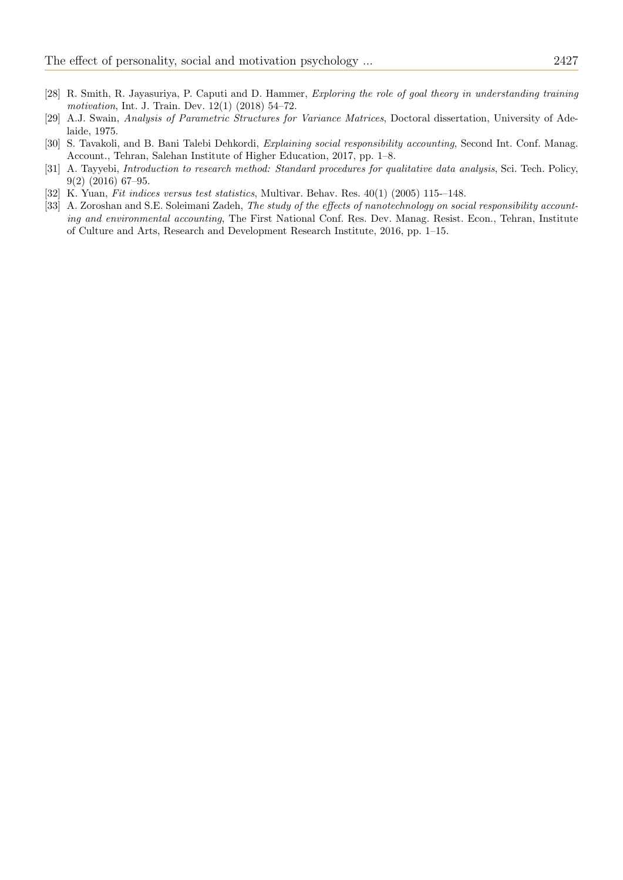[28] R. Smith, R. Jayasuriya, P. Caputi and D. Hammer, *Exploring the role of goal theory in understanding training motivation*, Int. J. Train. Dev. 12(1) (2018) 54–72.

[29] A.J. Swain, *Analysis of Parametric Structures for Variance Matrices*, Doctoral dissertation, University of Adelaide, 1975.

[30] S. Tavakoli, and B. Bani Talebi Dehkordi, *Explaining social responsibility accounting*, Second Int. Conf. Manag. Account., Tehran, Salehan Institute of Higher Education, 2017, pp. 1–8.

[31] A. Tayyebi, *Introduction to research method: Standard procedures for qualitative data analysis*, Sci. Tech. Policy, 9(2) (2016) 67–95.

[32] K. Yuan, *Fit indices versus test statistics*, Multivar. Behav. Res. 40(1) (2005) 115-–148.

[33] A. Zoroshan and S.E. Soleimani Zadeh, *The study of the effects of nanotechnology on social responsibility accounting and environmental accounting*, The First National Conf. Res. Dev. Manag. Resist. Econ., Tehran, Institute of Culture and Arts, Research and Development Research Institute, 2016, pp. 1–15.